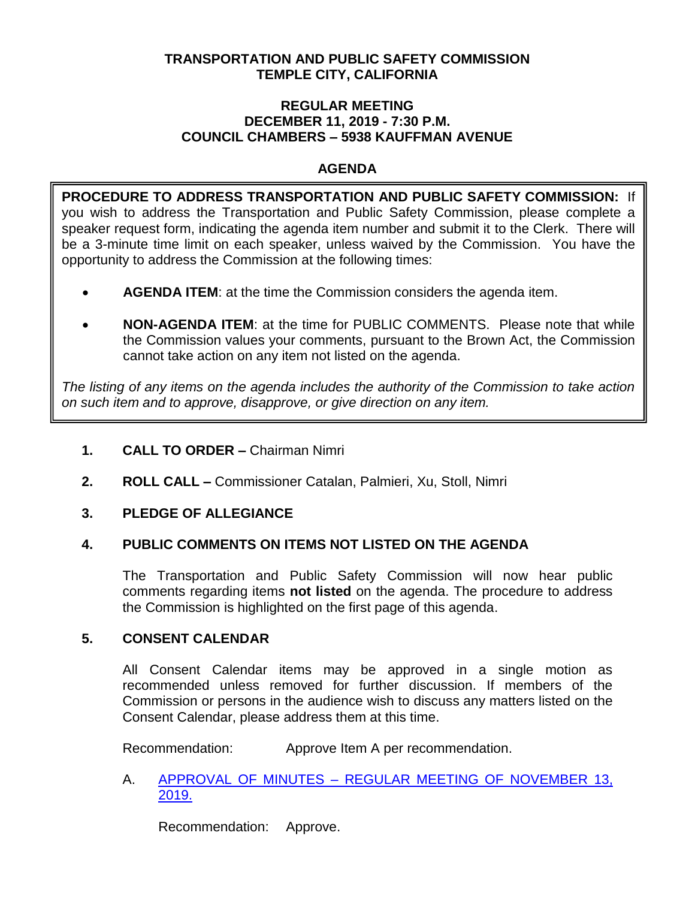# TRANSPORTATION AND PUBLIC SAFETY COMMISSION
# TEMPLE CITY, CALIFORNIA

## REGULAR MEETING
## DECEMBER 11, 2019 - 7:30 P.M.
## COUNCIL CHAMBERS – 5938 KAUFFMAN AVENUE

## AGENDA

**PROCEDURE TO ADDRESS TRANSPORTATION AND PUBLIC SAFETY COMMISSION:** If you wish to address the Transportation and Public Safety Commission, please complete a speaker request form, indicating the agenda item number and submit it to the Clerk. There will be a 3-minute time limit on each speaker, unless waived by the Commission. You have the opportunity to address the Commission at the following times:

- **AGENDA ITEM**: at the time the Commission considers the agenda item.
- **NON-AGENDA ITEM**: at the time for PUBLIC COMMENTS. Please note that while the Commission values your comments, pursuant to the Brown Act, the Commission cannot take action on any item not listed on the agenda.

*The listing of any items on the agenda includes the authority of the Commission to take action on such item and to approve, disapprove, or give direction on any item.*

**1. CALL TO ORDER –** Chairman Nimri

**2. ROLL CALL –** Commissioner Catalan, Palmieri, Xu, Stoll, Nimri

**3. PLEDGE OF ALLEGIANCE**

**4. PUBLIC COMMENTS ON ITEMS NOT LISTED ON THE AGENDA**

The Transportation and Public Safety Commission will now hear public comments regarding items **not listed** on the agenda. The procedure to address the Commission is highlighted on the first page of this agenda.

**5. CONSENT CALENDAR**

All Consent Calendar items may be approved in a single motion as recommended unless removed for further discussion. If members of the Commission or persons in the audience wish to discuss any matters listed on the Consent Calendar, please address them at this time.

Recommendation: Approve Item A per recommendation.

A. APPROVAL OF MINUTES – REGULAR MEETING OF NOVEMBER 13, 2019.

Recommendation: Approve.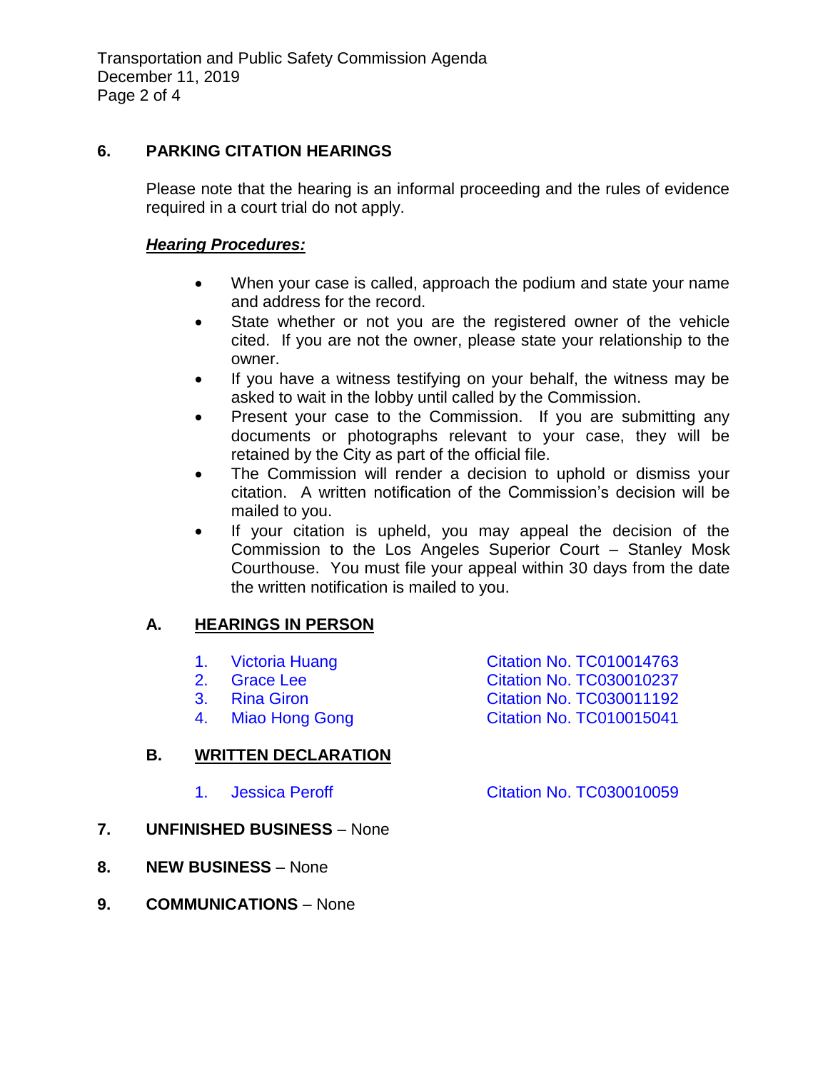## 6. PARKING CITATION HEARINGS

Please note that the hearing is an informal proceeding and the rules of evidence required in a court trial do not apply.

***Hearing Procedures:***

- When your case is called, approach the podium and state your name and address for the record.
- State whether or not you are the registered owner of the vehicle cited. If you are not the owner, please state your relationship to the owner.
- If you have a witness testifying on your behalf, the witness may be asked to wait in the lobby until called by the Commission.
- Present your case to the Commission. If you are submitting any documents or photographs relevant to your case, they will be retained by the City as part of the official file.
- The Commission will render a decision to uphold or dismiss your citation. A written notification of the Commission's decision will be mailed to you.
- If your citation is upheld, you may appeal the decision of the Commission to the Los Angeles Superior Court – Stanley Mosk Courthouse. You must file your appeal within 30 days from the date the written notification is mailed to you.

### A. HEARINGS IN PERSON

1. Victoria Huang — Citation No. TC010014763
2. Grace Lee — Citation No. TC030010237
3. Rina Giron — Citation No. TC030011192
4. Miao Hong Gong — Citation No. TC010015041

### B. WRITTEN DECLARATION

1. Jessica Peroff — Citation No. TC030010059

## 7. UNFINISHED BUSINESS – None

## 8. NEW BUSINESS – None

## 9. COMMUNICATIONS – None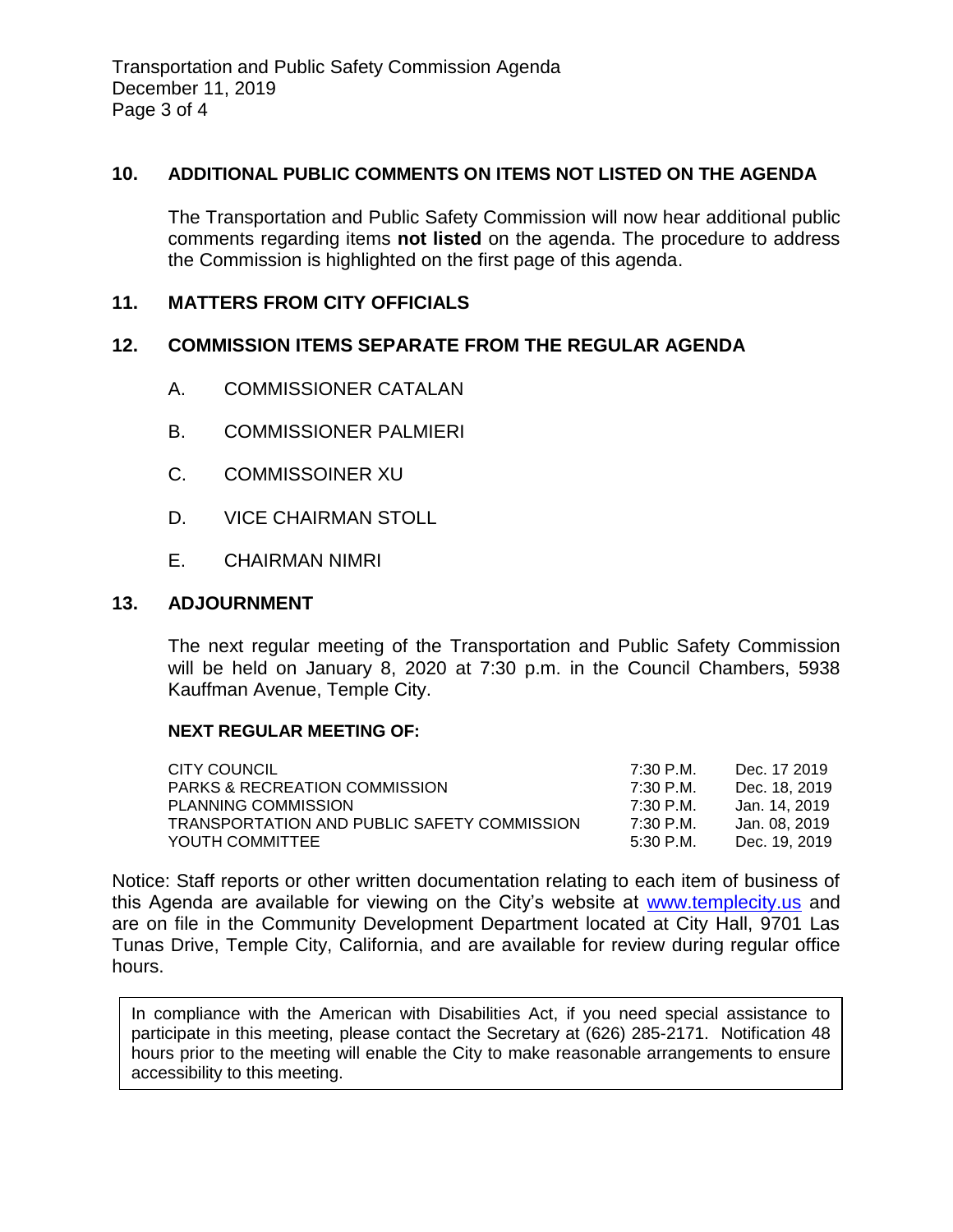## 10. ADDITIONAL PUBLIC COMMENTS ON ITEMS NOT LISTED ON THE AGENDA

The Transportation and Public Safety Commission will now hear additional public comments regarding items **not listed** on the agenda. The procedure to address the Commission is highlighted on the first page of this agenda.

## 11. MATTERS FROM CITY OFFICIALS

## 12. COMMISSION ITEMS SEPARATE FROM THE REGULAR AGENDA

A. COMMISSIONER CATALAN

B. COMMISSIONER PALMIERI

C. COMMISSOINER XU

D. VICE CHAIRMAN STOLL

E. CHAIRMAN NIMRI

## 13. ADJOURNMENT

The next regular meeting of the Transportation and Public Safety Commission will be held on January 8, 2020 at 7:30 p.m. in the Council Chambers, 5938 Kauffman Avenue, Temple City.

**NEXT REGULAR MEETING OF:**

| | | |
|---|---|---|
| CITY COUNCIL | 7:30 P.M. | Dec. 17 2019 |
| PARKS & RECREATION COMMISSION | 7:30 P.M. | Dec. 18, 2019 |
| PLANNING COMMISSION | 7:30 P.M. | Jan. 14, 2019 |
| TRANSPORTATION AND PUBLIC SAFETY COMMISSION | 7:30 P.M. | Jan. 08, 2019 |
| YOUTH COMMITTEE | 5:30 P.M. | Dec. 19, 2019 |

Notice: Staff reports or other written documentation relating to each item of business of this Agenda are available for viewing on the City's website at www.templecity.us and are on file in the Community Development Department located at City Hall, 9701 Las Tunas Drive, Temple City, California, and are available for review during regular office hours.

In compliance with the American with Disabilities Act, if you need special assistance to participate in this meeting, please contact the Secretary at (626) 285-2171. Notification 48 hours prior to the meeting will enable the City to make reasonable arrangements to ensure accessibility to this meeting.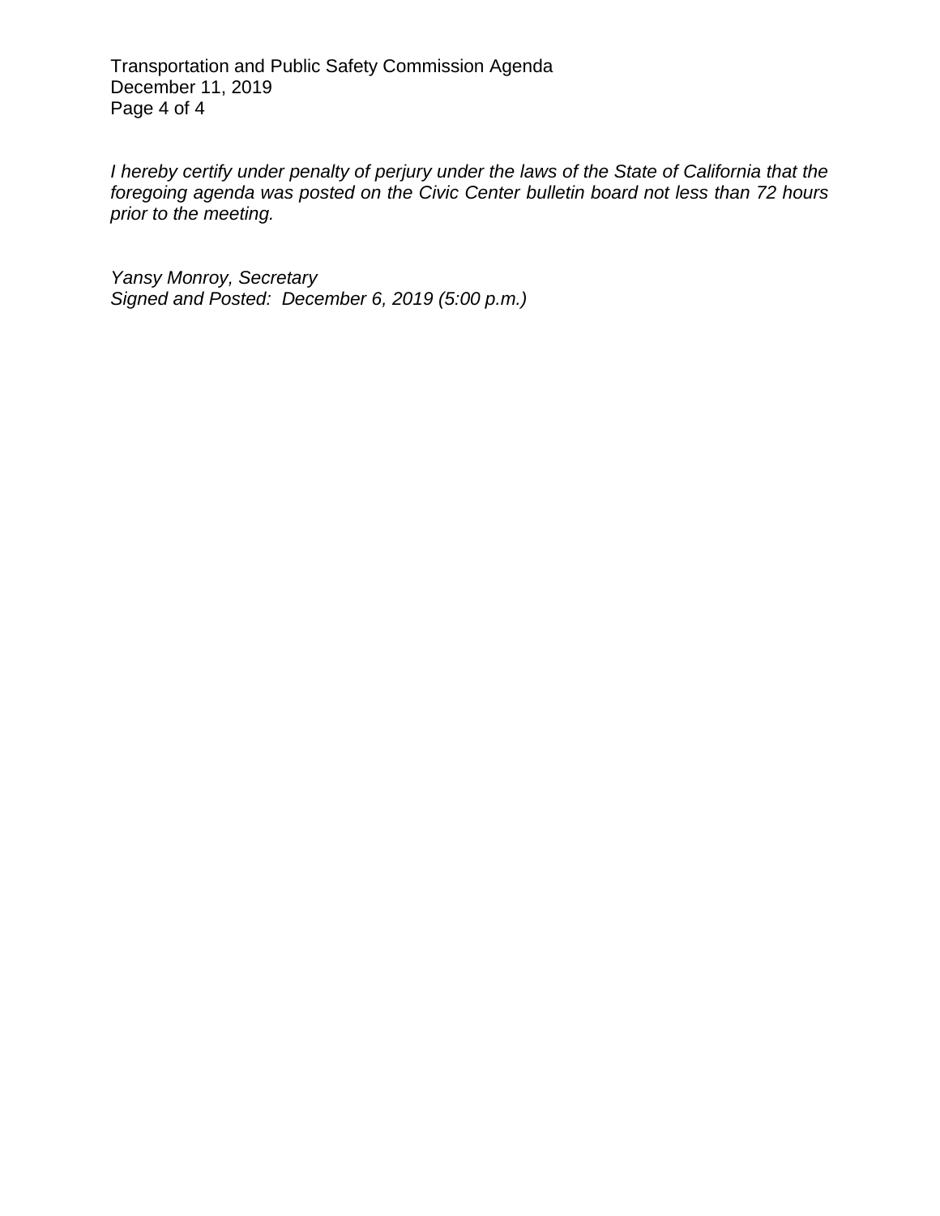*I hereby certify under penalty of perjury under the laws of the State of California that the foregoing agenda was posted on the Civic Center bulletin board not less than 72 hours prior to the meeting.*

*Yansy Monroy, Secretary*
*Signed and Posted: December 6, 2019 (5:00 p.m.)*